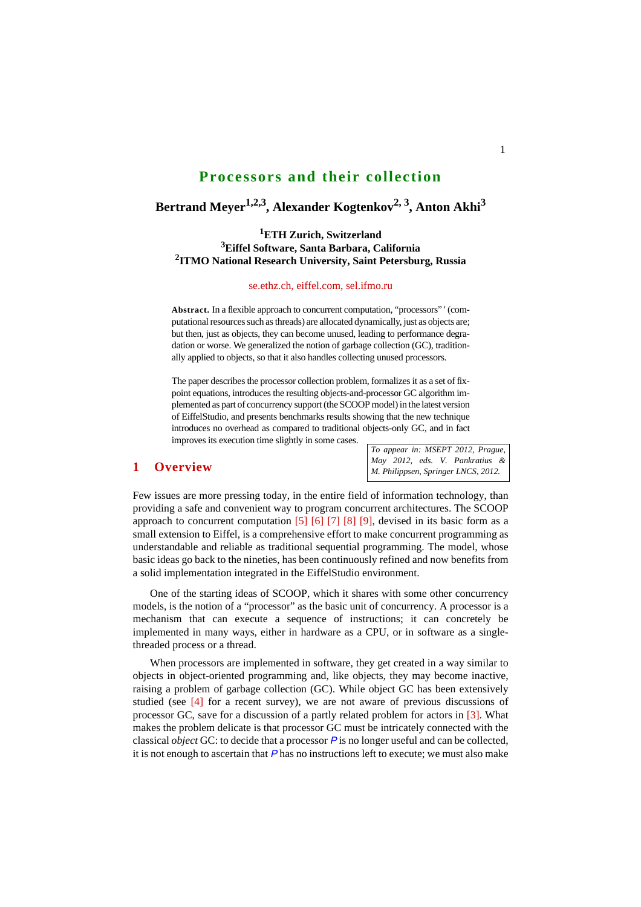# Processors and their collection

**Bertrand Meyer[1,2,3], Alexander Kogtenkov[2, 3], Anton Akhi[3]**

**[1]ETH Zurich, Switzerland**
**[3]Eiffel Software, Santa Barbara, California**
**[2]ITMO National Research University, Saint Petersburg, Russia**

se.ethz.ch, eiffel.com, sel.ifmo.ru

**Abstract.** In a flexible approach to concurrent computation, "processors" ' (computational resources such as threads) are allocated dynamically, just as objects are; but then, just as objects, they can become unused, leading to performance degradation or worse. We generalized the notion of garbage collection (GC), traditionally applied to objects, so that it also handles collecting unused processors.

The paper describes the processor collection problem, formalizes it as a set of fixpoint equations, introduces the resulting objects-and-processor GC algorithm implemented as part of concurrency support (the SCOOP model) in the latest version of EiffelStudio, and presents benchmarks results showing that the new technique introduces no overhead as compared to traditional objects-only GC, and in fact improves its execution time slightly in some cases.

*To appear in: MSEPT 2012, Prague, May 2012, eds. V. Pankratius & M. Philippsen, Springer LNCS, 2012.*

## 1 Overview

Few issues are more pressing today, in the entire field of information technology, than providing a safe and convenient way to program concurrent architectures. The SCOOP approach to concurrent computation [5] [6] [7] [8] [9], devised in its basic form as a small extension to Eiffel, is a comprehensive effort to make concurrent programming as understandable and reliable as traditional sequential programming. The model, whose basic ideas go back to the nineties, has been continuously refined and now benefits from a solid implementation integrated in the EiffelStudio environment.

One of the starting ideas of SCOOP, which it shares with some other concurrency models, is the notion of a "processor" as the basic unit of concurrency. A processor is a mechanism that can execute a sequence of instructions; it can concretely be implemented in many ways, either in hardware as a CPU, or in software as a single-threaded process or a thread.

When processors are implemented in software, they get created in a way similar to objects in object-oriented programming and, like objects, they may become inactive, raising a problem of garbage collection (GC). While object GC has been extensively studied (see [4] for a recent survey), we are not aware of previous discussions of processor GC, save for a discussion of a partly related problem for actors in [3]. What makes the problem delicate is that processor GC must be intricately connected with the classical *object* GC: to decide that a processor $P$ is no longer useful and can be collected, it is not enough to ascertain that $P$ has no instructions left to execute; we must also make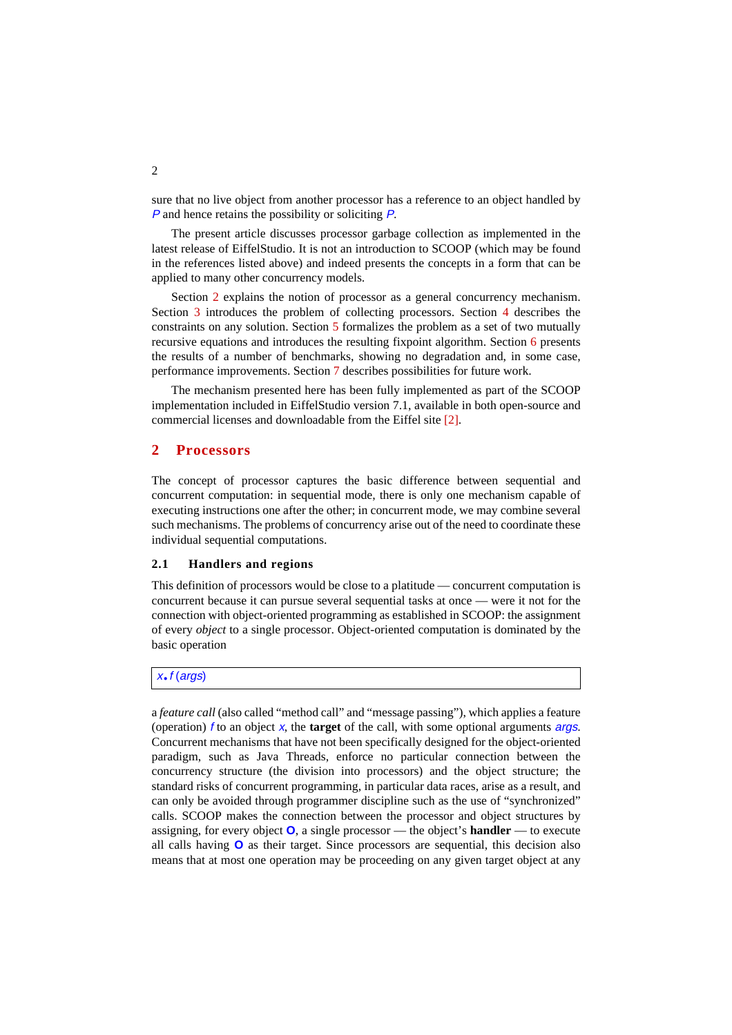sure that no live object from another processor has a reference to an object handled by *P* and hence retains the possibility or soliciting *P*.

The present article discusses processor garbage collection as implemented in the latest release of EiffelStudio. It is not an introduction to SCOOP (which may be found in the references listed above) and indeed presents the concepts in a form that can be applied to many other concurrency models.

Section 2 explains the notion of processor as a general concurrency mechanism. Section 3 introduces the problem of collecting processors. Section 4 describes the constraints on any solution. Section 5 formalizes the problem as a set of two mutually recursive equations and introduces the resulting fixpoint algorithm. Section 6 presents the results of a number of benchmarks, showing no degradation and, in some case, performance improvements. Section 7 describes possibilities for future work.

The mechanism presented here has been fully implemented as part of the SCOOP implementation included in EiffelStudio version 7.1, available in both open-source and commercial licenses and downloadable from the Eiffel site [2].

## 2 Processors

The concept of processor captures the basic difference between sequential and concurrent computation: in sequential mode, there is only one mechanism capable of executing instructions one after the other; in concurrent mode, we may combine several such mechanisms. The problems of concurrency arise out of the need to coordinate these individual sequential computations.

### 2.1 Handlers and regions

This definition of processors would be close to a platitude — concurrent computation is concurrent because it can pursue several sequential tasks at once — were it not for the connection with object-oriented programming as established in SCOOP: the assignment of every *object* to a single processor. Object-oriented computation is dominated by the basic operation

```
x.f (args)
```

a *feature call* (also called "method call" and "message passing"), which applies a feature (operation) *f* to an object *x*, the **target** of the call, with some optional arguments *args*. Concurrent mechanisms that have not been specifically designed for the object-oriented paradigm, such as Java Threads, enforce no particular connection between the concurrency structure (the division into processors) and the object structure; the standard risks of concurrent programming, in particular data races, arise as a result, and can only be avoided through programmer discipline such as the use of "synchronized" calls. SCOOP makes the connection between the processor and object structures by assigning, for every object **O**, a single processor — the object's **handler** — to execute all calls having **O** as their target. Since processors are sequential, this decision also means that at most one operation may be proceeding on any given target object at any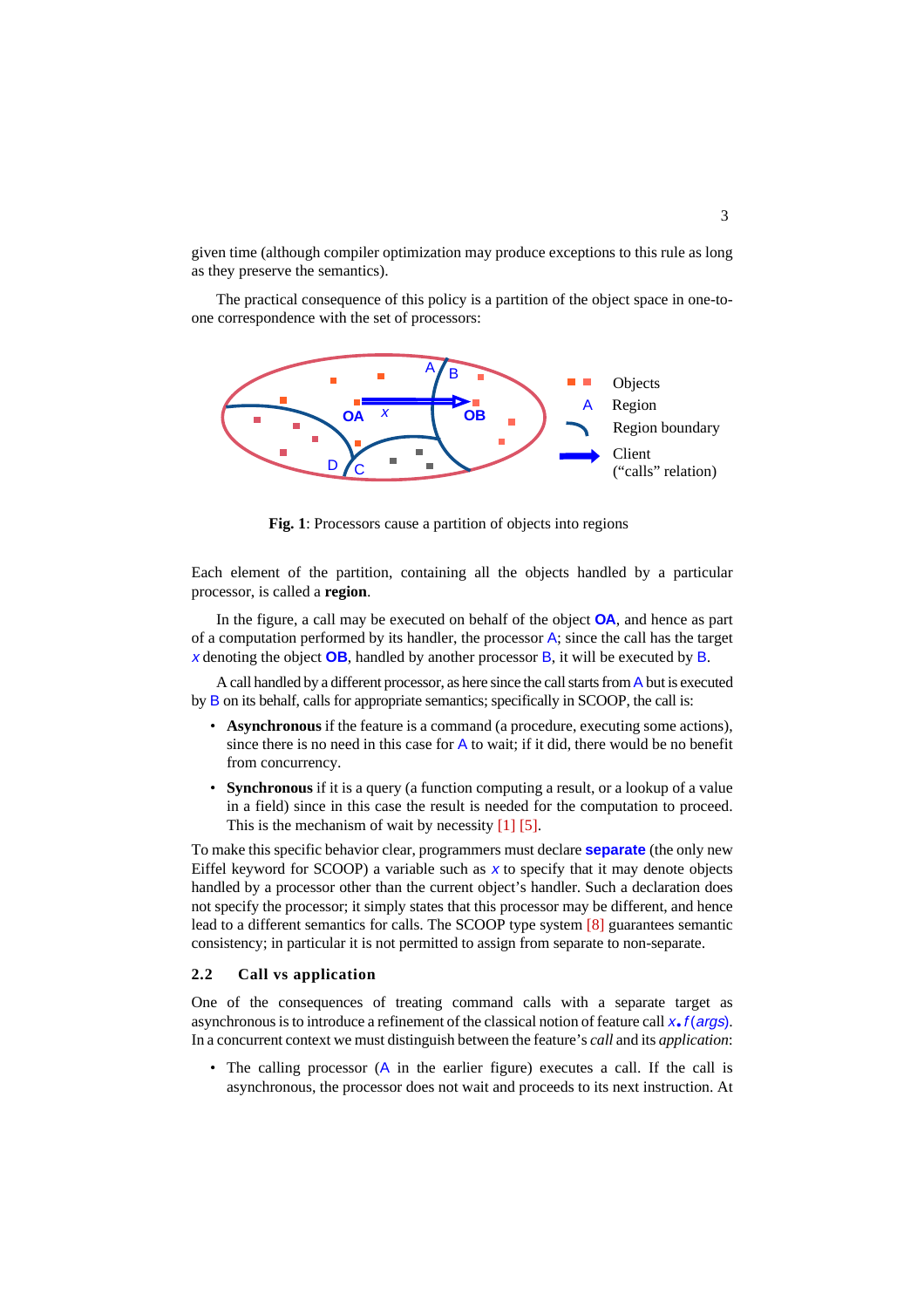given time (although compiler optimization may produce exceptions to this rule as long as they preserve the semantics).

The practical consequence of this policy is a partition of the object space in one-to-one correspondence with the set of processors:

A
B
OA
x
OB
D
C
Objects
A Region
Region boundary
Client ("calls" relation)

**Fig. 1**: Processors cause a partition of objects into regions

Each element of the partition, containing all the objects handled by a particular processor, is called a **region**.

In the figure, a call may be executed on behalf of the object **OA**, and hence as part of a computation performed by its handler, the processor A; since the call has the target *x* denoting the object **OB**, handled by another processor B, it will be executed by B.

A call handled by a different processor, as here since the call starts from A but is executed by B on its behalf, calls for appropriate semantics; specifically in SCOOP, the call is:

- **Asynchronous** if the feature is a command (a procedure, executing some actions), since there is no need in this case for A to wait; if it did, there would be no benefit from concurrency.
- **Synchronous** if it is a query (a function computing a result, or a lookup of a value in a field) since in this case the result is needed for the computation to proceed. This is the mechanism of wait by necessity [1] [5].

To make this specific behavior clear, programmers must declare **separate** (the only new Eiffel keyword for SCOOP) a variable such as *x* to specify that it may denote objects handled by a processor other than the current object's handler. Such a declaration does not specify the processor; it simply states that this processor may be different, and hence lead to a different semantics for calls. The SCOOP type system [8] guarantees semantic consistency; in particular it is not permitted to assign from separate to non-separate.

### 2.2 Call vs application

One of the consequences of treating command calls with a separate target as asynchronous is to introduce a refinement of the classical notion of feature call *x*.*f* (*args*). In a concurrent context we must distinguish between the feature's *call* and its *application*:

- The calling processor (A in the earlier figure) executes a call. If the call is asynchronous, the processor does not wait and proceeds to its next instruction. At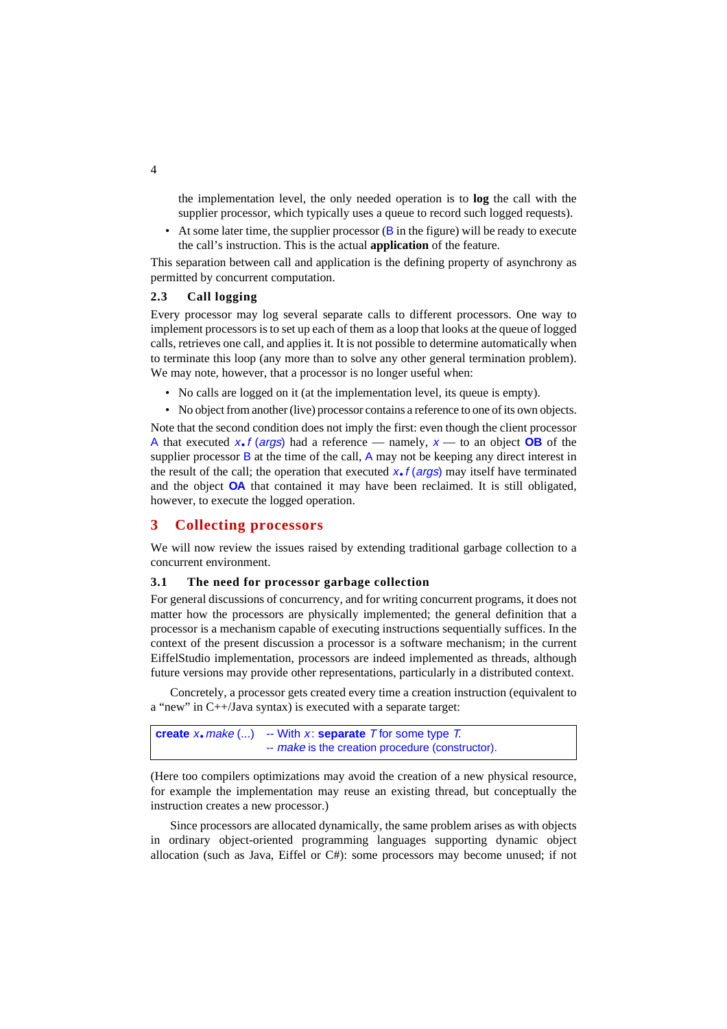the implementation level, the only needed operation is to **log** the call with the supplier processor, which typically uses a queue to record such logged requests).

- At some later time, the supplier processor (B in the figure) will be ready to execute the call's instruction. This is the actual **application** of the feature.

This separation between call and application is the defining property of asynchrony as permitted by concurrent computation.

### 2.3 Call logging

Every processor may log several separate calls to different processors. One way to implement processors is to set up each of them as a loop that looks at the queue of logged calls, retrieves one call, and applies it. It is not possible to determine automatically when to terminate this loop (any more than to solve any other general termination problem). We may note, however, that a processor is no longer useful when:

- No calls are logged on it (at the implementation level, its queue is empty).
- No object from another (live) processor contains a reference to one of its own objects.

Note that the second condition does not imply the first: even though the client processor A that executed *x*.*f* (*args*) had a reference — namely, *x* — to an object **OB** of the supplier processor B at the time of the call, A may not be keeping any direct interest in the result of the call; the operation that executed *x*.*f* (*args*) may itself have terminated and the object **OA** that contained it may have been reclaimed. It is still obligated, however, to execute the logged operation.

## 3 Collecting processors

We will now review the issues raised by extending traditional garbage collection to a concurrent environment.

### 3.1 The need for processor garbage collection

For general discussions of concurrency, and for writing concurrent programs, it does not matter how the processors are physically implemented; the general definition that a processor is a mechanism capable of executing instructions sequentially suffices. In the context of the present discussion a processor is a software mechanism; in the current EiffelStudio implementation, processors are indeed implemented as threads, although future versions may provide other representations, particularly in a distributed context.

Concretely, a processor gets created every time a creation instruction (equivalent to a "new" in C++/Java syntax) is executed with a separate target:

```
create x.make (...)   -- With x: separate T for some type T.
                      -- make is the creation procedure (constructor).
```

(Here too compilers optimizations may avoid the creation of a new physical resource, for example the implementation may reuse an existing thread, but conceptually the instruction creates a new processor.)

Since processors are allocated dynamically, the same problem arises as with objects in ordinary object-oriented programming languages supporting dynamic object allocation (such as Java, Eiffel or C#): some processors may become unused; if not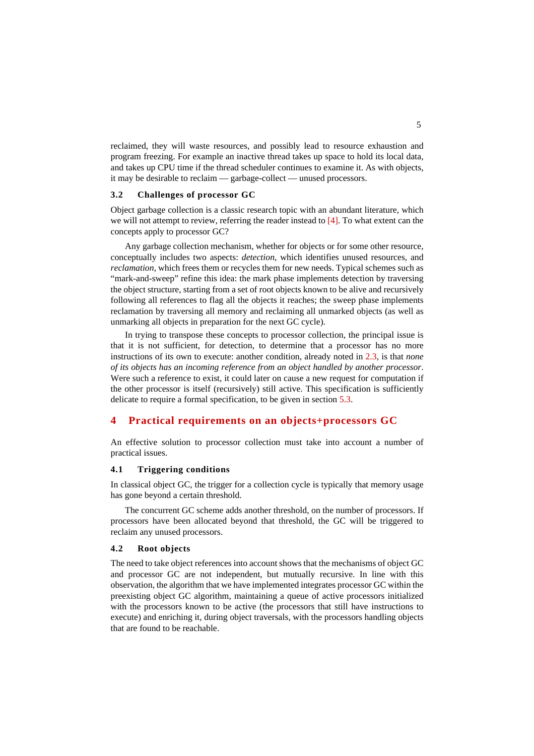reclaimed, they will waste resources, and possibly lead to resource exhaustion and program freezing. For example an inactive thread takes up space to hold its local data, and takes up CPU time if the thread scheduler continues to examine it. As with objects, it may be desirable to reclaim — garbage-collect — unused processors.

### 3.2 Challenges of processor GC

Object garbage collection is a classic research topic with an abundant literature, which we will not attempt to review, referring the reader instead to [4]. To what extent can the concepts apply to processor GC?

Any garbage collection mechanism, whether for objects or for some other resource, conceptually includes two aspects: *detection*, which identifies unused resources, and *reclamation*, which frees them or recycles them for new needs. Typical schemes such as "mark-and-sweep" refine this idea: the mark phase implements detection by traversing the object structure, starting from a set of root objects known to be alive and recursively following all references to flag all the objects it reaches; the sweep phase implements reclamation by traversing all memory and reclaiming all unmarked objects (as well as unmarking all objects in preparation for the next GC cycle).

In trying to transpose these concepts to processor collection, the principal issue is that it is not sufficient, for detection, to determine that a processor has no more instructions of its own to execute: another condition, already noted in 2.3, is that *none of its objects has an incoming reference from an object handled by another processor*. Were such a reference to exist, it could later on cause a new request for computation if the other processor is itself (recursively) still active. This specification is sufficiently delicate to require a formal specification, to be given in section 5.3.

## 4 Practical requirements on an objects+processors GC

An effective solution to processor collection must take into account a number of practical issues.

### 4.1 Triggering conditions

In classical object GC, the trigger for a collection cycle is typically that memory usage has gone beyond a certain threshold.

The concurrent GC scheme adds another threshold, on the number of processors. If processors have been allocated beyond that threshold, the GC will be triggered to reclaim any unused processors.

### 4.2 Root objects

The need to take object references into account shows that the mechanisms of object GC and processor GC are not independent, but mutually recursive. In line with this observation, the algorithm that we have implemented integrates processor GC within the preexisting object GC algorithm, maintaining a queue of active processors initialized with the processors known to be active (the processors that still have instructions to execute) and enriching it, during object traversals, with the processors handling objects that are found to be reachable.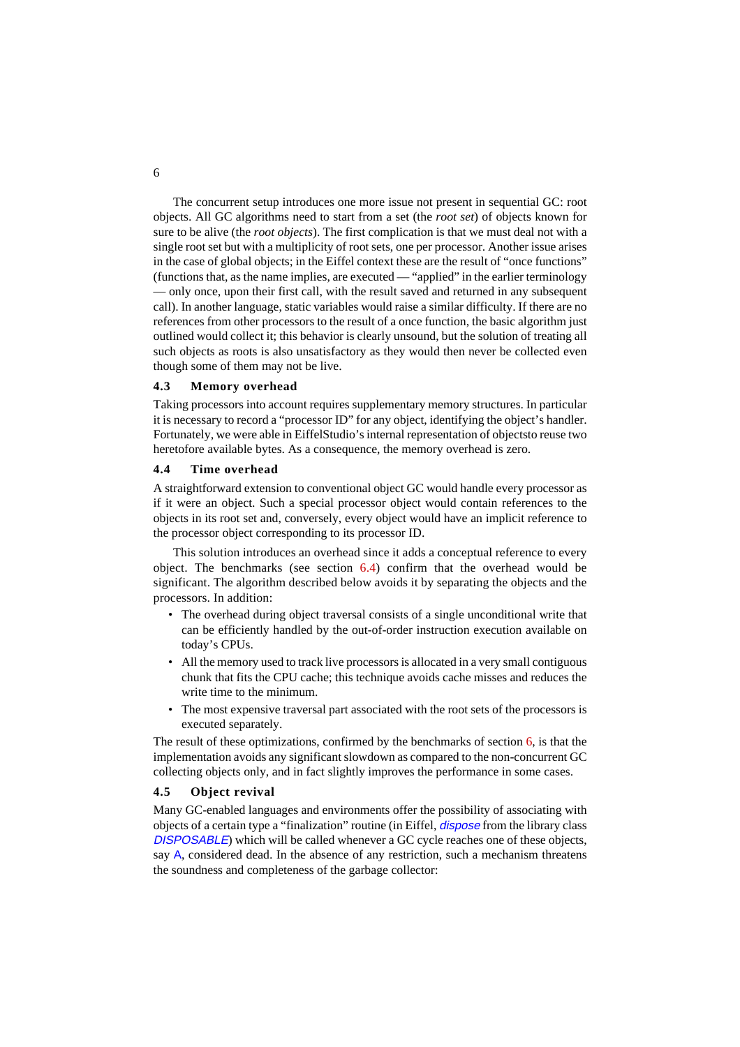The concurrent setup introduces one more issue not present in sequential GC: root objects. All GC algorithms need to start from a set (the *root set*) of objects known for sure to be alive (the *root objects*). The first complication is that we must deal not with a single root set but with a multiplicity of root sets, one per processor. Another issue arises in the case of global objects; in the Eiffel context these are the result of "once functions" (functions that, as the name implies, are executed — "applied" in the earlier terminology — only once, upon their first call, with the result saved and returned in any subsequent call). In another language, static variables would raise a similar difficulty. If there are no references from other processors to the result of a once function, the basic algorithm just outlined would collect it; this behavior is clearly unsound, but the solution of treating all such objects as roots is also unsatisfactory as they would then never be collected even though some of them may not be live.

### 4.3 Memory overhead

Taking processors into account requires supplementary memory structures. In particular it is necessary to record a "processor ID" for any object, identifying the object's handler. Fortunately, we were able in EiffelStudio's internal representation of objectsto reuse two heretofore available bytes. As a consequence, the memory overhead is zero.

### 4.4 Time overhead

A straightforward extension to conventional object GC would handle every processor as if it were an object. Such a special processor object would contain references to the objects in its root set and, conversely, every object would have an implicit reference to the processor object corresponding to its processor ID.

This solution introduces an overhead since it adds a conceptual reference to every object. The benchmarks (see section 6.4) confirm that the overhead would be significant. The algorithm described below avoids it by separating the objects and the processors. In addition:

- The overhead during object traversal consists of a single unconditional write that can be efficiently handled by the out-of-order instruction execution available on today's CPUs.
- All the memory used to track live processors is allocated in a very small contiguous chunk that fits the CPU cache; this technique avoids cache misses and reduces the write time to the minimum.
- The most expensive traversal part associated with the root sets of the processors is executed separately.

The result of these optimizations, confirmed by the benchmarks of section 6, is that the implementation avoids any significant slowdown as compared to the non-concurrent GC collecting objects only, and in fact slightly improves the performance in some cases.

### 4.5 Object revival

Many GC-enabled languages and environments offer the possibility of associating with objects of a certain type a "finalization" routine (in Eiffel, *dispose* from the library class *DISPOSABLE*) which will be called whenever a GC cycle reaches one of these objects, say A, considered dead. In the absence of any restriction, such a mechanism threatens the soundness and completeness of the garbage collector: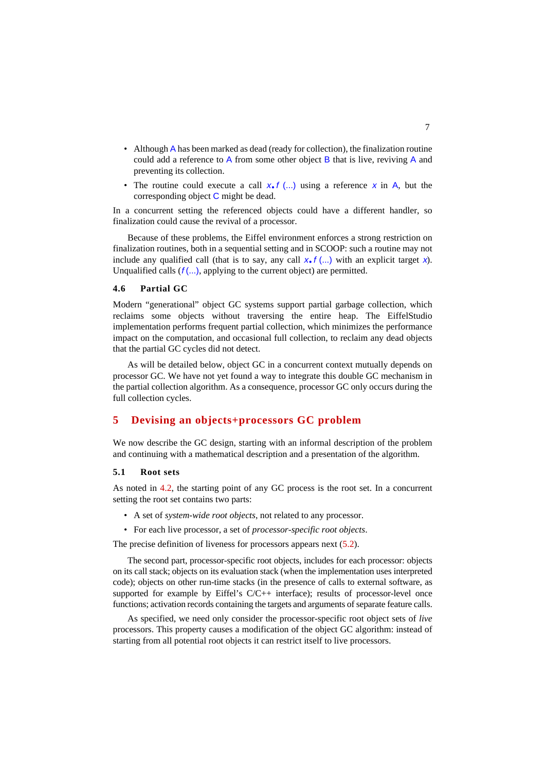- Although A has been marked as dead (ready for collection), the finalization routine could add a reference to A from some other object B that is live, reviving A and preventing its collection.
- The routine could execute a call *x*.*f* (...) using a reference *x* in A, but the corresponding object C might be dead.

In a concurrent setting the referenced objects could have a different handler, so finalization could cause the revival of a processor.

Because of these problems, the Eiffel environment enforces a strong restriction on finalization routines, both in a sequential setting and in SCOOP: such a routine may not include any qualified call (that is to say, any call *x*.*f* (...) with an explicit target *x*). Unqualified calls (*f* (...), applying to the current object) are permitted.

### 4.6 Partial GC

Modern "generational" object GC systems support partial garbage collection, which reclaims some objects without traversing the entire heap. The EiffelStudio implementation performs frequent partial collection, which minimizes the performance impact on the computation, and occasional full collection, to reclaim any dead objects that the partial GC cycles did not detect.

As will be detailed below, object GC in a concurrent context mutually depends on processor GC. We have not yet found a way to integrate this double GC mechanism in the partial collection algorithm. As a consequence, processor GC only occurs during the full collection cycles.

## 5 Devising an objects+processors GC problem

We now describe the GC design, starting with an informal description of the problem and continuing with a mathematical description and a presentation of the algorithm.

### 5.1 Root sets

As noted in 4.2, the starting point of any GC process is the root set. In a concurrent setting the root set contains two parts:

- A set of *system-wide root objects*, not related to any processor.
- For each live processor, a set of *processor-specific root objects*.

The precise definition of liveness for processors appears next (5.2).

The second part, processor-specific root objects, includes for each processor: objects on its call stack; objects on its evaluation stack (when the implementation uses interpreted code); objects on other run-time stacks (in the presence of calls to external software, as supported for example by Eiffel's C/C++ interface); results of processor-level once functions; activation records containing the targets and arguments of separate feature calls.

As specified, we need only consider the processor-specific root object sets of *live* processors. This property causes a modification of the object GC algorithm: instead of starting from all potential root objects it can restrict itself to live processors.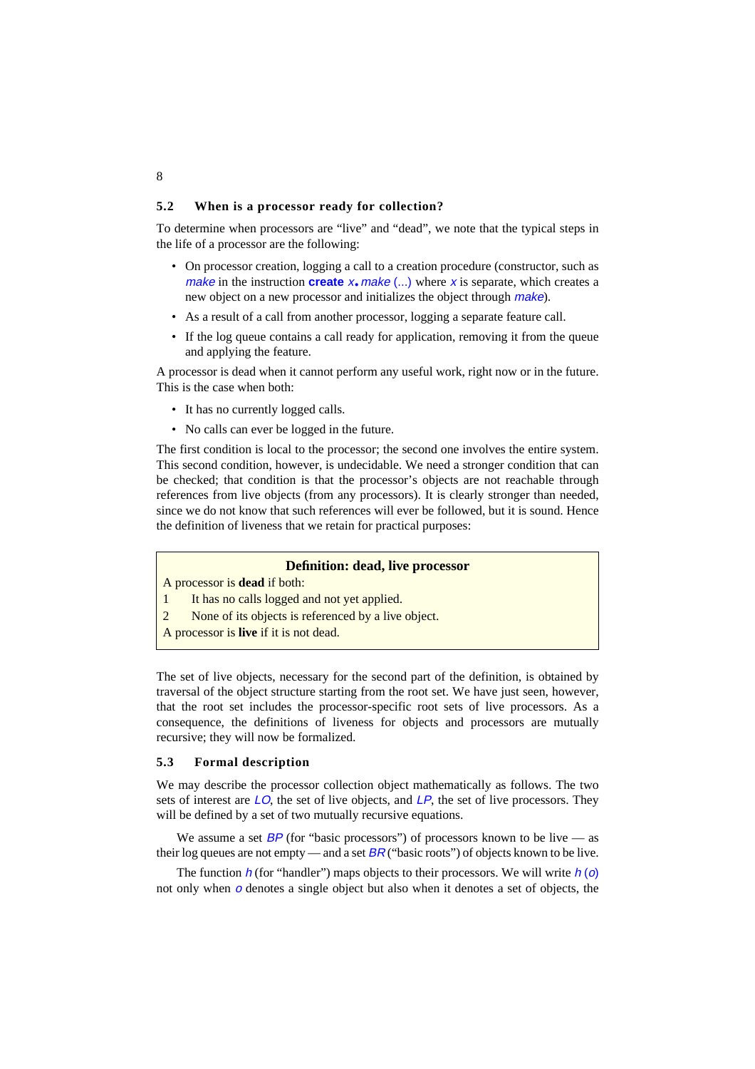### 5.2 When is a processor ready for collection?

To determine when processors are "live" and "dead", we note that the typical steps in the life of a processor are the following:

- On processor creation, logging a call to a creation procedure (constructor, such as *make* in the instruction **create** *x*.*make* (...) where *x* is separate, which creates a new object on a new processor and initializes the object through *make*).
- As a result of a call from another processor, logging a separate feature call.
- If the log queue contains a call ready for application, removing it from the queue and applying the feature.

A processor is dead when it cannot perform any useful work, right now or in the future. This is the case when both:

- It has no currently logged calls.
- No calls can ever be logged in the future.

The first condition is local to the processor; the second one involves the entire system. This second condition, however, is undecidable. We need a stronger condition that can be checked; that condition is that the processor's objects are not reachable through references from live objects (from any processors). It is clearly stronger than needed, since we do not know that such references will ever be followed, but it is sound. Hence the definition of liveness that we retain for practical purposes:

> **Definition: dead, live processor**
>
> A processor is **dead** if both:
>
> 1 It has no calls logged and not yet applied.
>
> 2 None of its objects is referenced by a live object.
>
> A processor is **live** if it is not dead.

The set of live objects, necessary for the second part of the definition, is obtained by traversal of the object structure starting from the root set. We have just seen, however, that the root set includes the processor-specific root sets of live processors. As a consequence, the definitions of liveness for objects and processors are mutually recursive; they will now be formalized.

### 5.3 Formal description

We may describe the processor collection object mathematically as follows. The two sets of interest are *LO*, the set of live objects, and *LP*, the set of live processors. They will be defined by a set of two mutually recursive equations.

We assume a set *BP* (for "basic processors") of processors known to be live — as their log queues are not empty — and a set *BR* ("basic roots") of objects known to be live.

The function *h* (for "handler") maps objects to their processors. We will write *h* (*o*) not only when *o* denotes a single object but also when it denotes a set of objects, the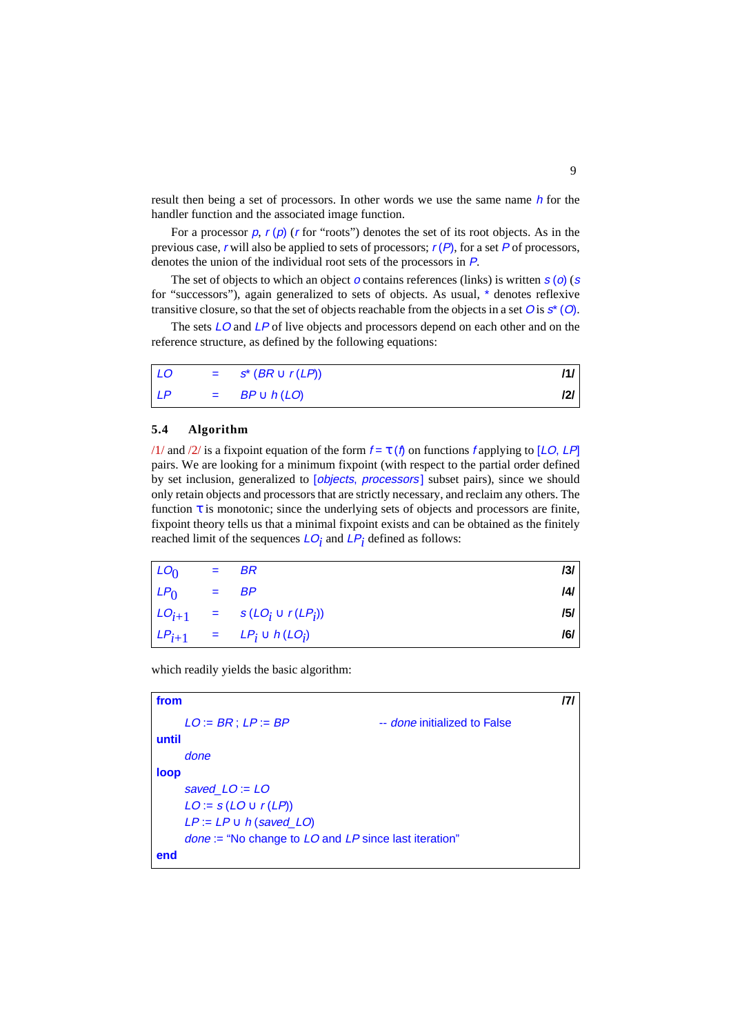result then being a set of processors. In other words we use the same name $h$ for the handler function and the associated image function.

For a processor $p$, $r(p)$ ($r$ for "roots") denotes the set of its root objects. As in the previous case, $r$ will also be applied to sets of processors; $r(P)$, for a set $P$ of processors, denotes the union of the individual root sets of the processors in $P$.

The set of objects to which an object $o$ contains references (links) is written $s(o)$ ($s$ for "successors"), again generalized to sets of objects. As usual, * denotes reflexive transitive closure, so that the set of objects reachable from the objects in a set $O$ is $s^*(O)$.

The sets $LO$ and $LP$ of live objects and processors depend on each other and on the reference structure, as defined by the following equations:

$$LO = s^*(BR \cup r(LP)) \qquad /1/$$

$$LP = BP \cup h(LO) \qquad /2/$$

### 5.4 Algorithm

/1/ and /2/ is a fixpoint equation of the form $f = \tau(f)$ on functions $f$ applying to $[LO, LP]$ pairs. We are looking for a minimum fixpoint (with respect to the partial order defined by set inclusion, generalized to $[objects, processors]$ subset pairs), since we should only retain objects and processors that are strictly necessary, and reclaim any others. The function $\tau$ is monotonic; since the underlying sets of objects and processors are finite, fixpoint theory tells us that a minimal fixpoint exists and can be obtained as the finitely reached limit of the sequences $LO_i$ and $LP_i$ defined as follows:

$$LO_0 = BR \qquad /3/$$

$$LP_0 = BP \qquad /4/$$

$$LO_{i+1} = s(LO_i \cup r(LP_i)) \qquad /5/$$

$$LP_{i+1} = LP_i \cup h(LO_i) \qquad /6/$$

which readily yields the basic algorithm:

```
from                                                          /7/
    LO := BR ; LP := BP              -- done initialized to False
until
    done
loop
    saved_LO := LO
    LO := s (LO ∪ r (LP))
    LP := LP ∪ h (saved_LO)
    done := "No change to LO and LP since last iteration"
end
```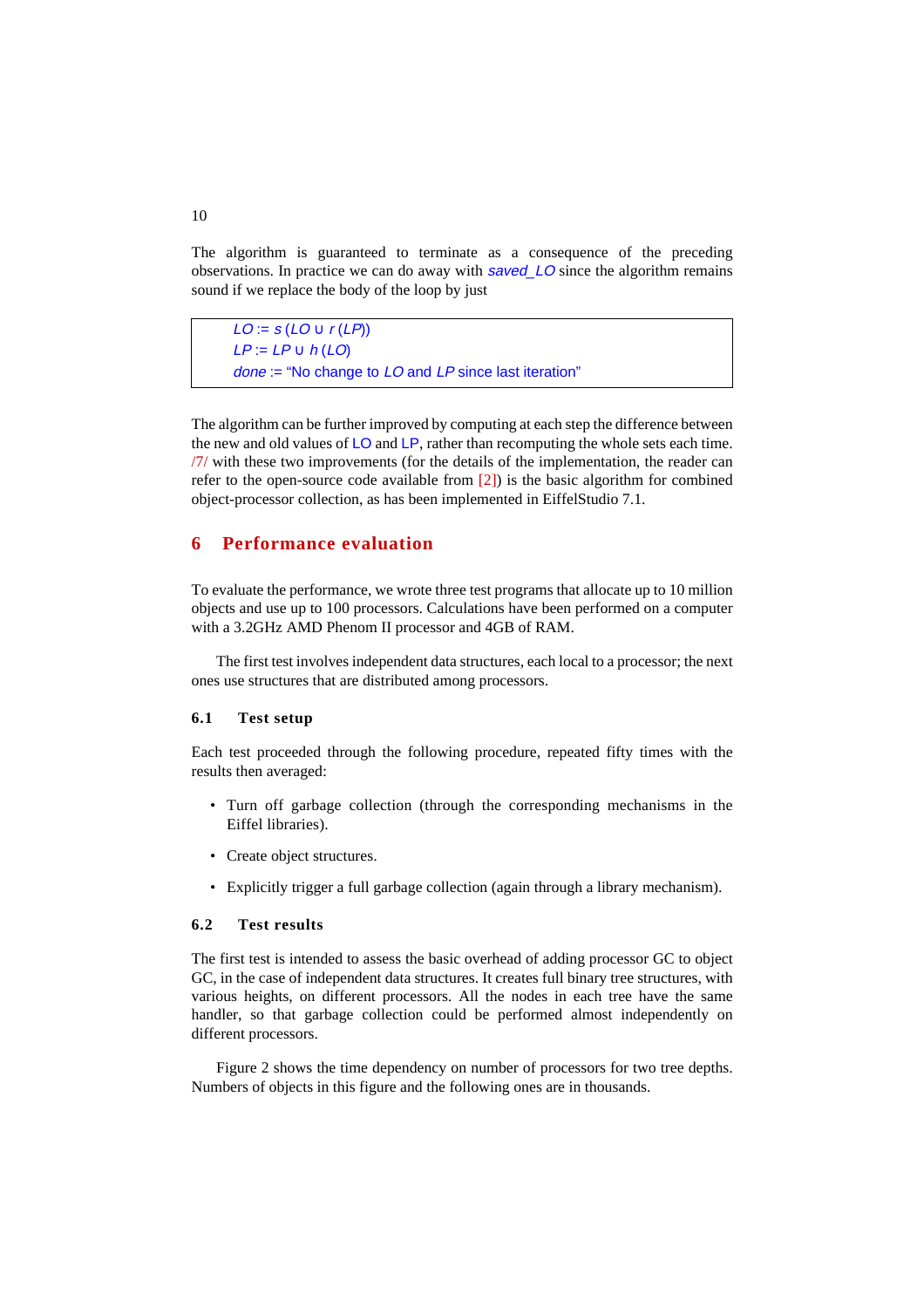The algorithm is guaranteed to terminate as a consequence of the preceding observations. In practice we can do away with *saved_LO* since the algorithm remains sound if we replace the body of the loop by just

```
LO := s (LO ∪ r (LP))
LP := LP ∪ h (LO)
done := "No change to LO and LP since last iteration"
```

The algorithm can be further improved by computing at each step the difference between the new and old values of LO and LP, rather than recomputing the whole sets each time. /7/ with these two improvements (for the details of the implementation, the reader can refer to the open-source code available from [2]) is the basic algorithm for combined object-processor collection, as has been implemented in EiffelStudio 7.1.

## 6 Performance evaluation

To evaluate the performance, we wrote three test programs that allocate up to 10 million objects and use up to 100 processors. Calculations have been performed on a computer with a 3.2GHz AMD Phenom II processor and 4GB of RAM.

The first test involves independent data structures, each local to a processor; the next ones use structures that are distributed among processors.

### 6.1 Test setup

Each test proceeded through the following procedure, repeated fifty times with the results then averaged:

- Turn off garbage collection (through the corresponding mechanisms in the Eiffel libraries).
- Create object structures.
- Explicitly trigger a full garbage collection (again through a library mechanism).

### 6.2 Test results

The first test is intended to assess the basic overhead of adding processor GC to object GC, in the case of independent data structures. It creates full binary tree structures, with various heights, on different processors. All the nodes in each tree have the same handler, so that garbage collection could be performed almost independently on different processors.

Figure 2 shows the time dependency on number of processors for two tree depths. Numbers of objects in this figure and the following ones are in thousands.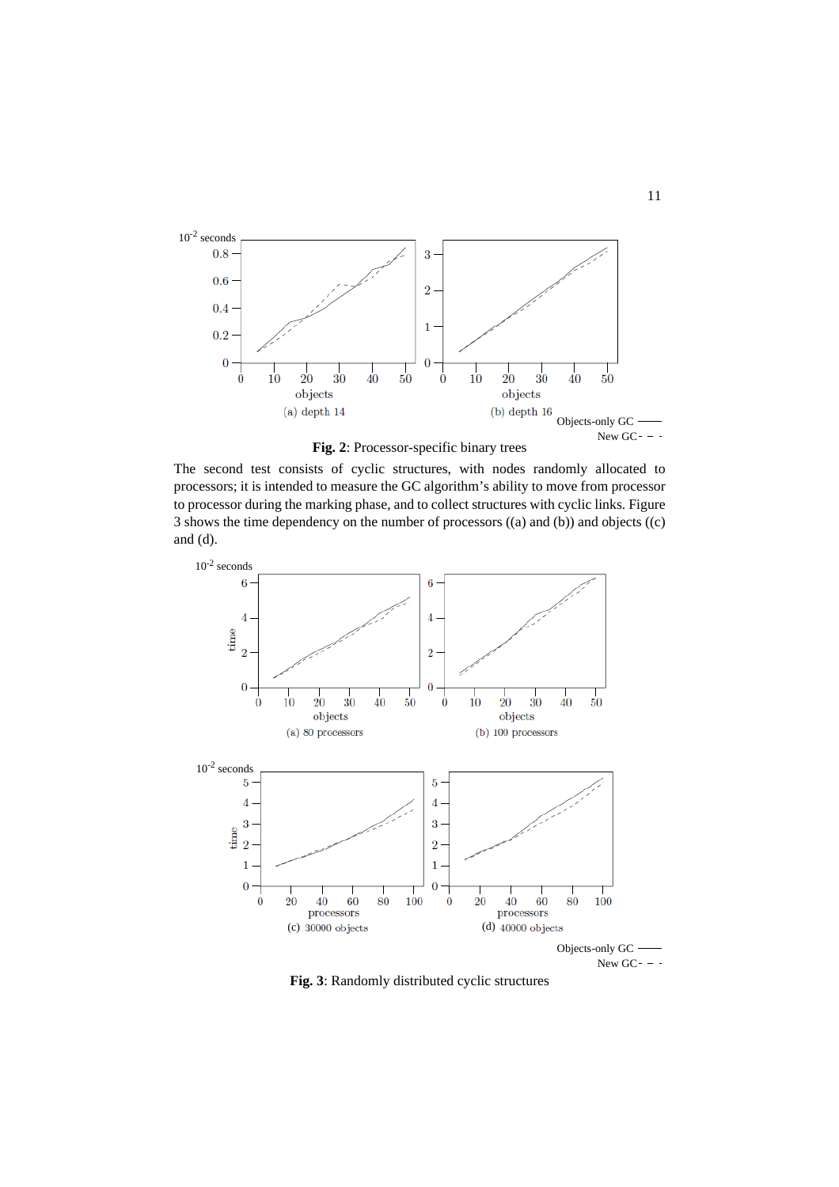**Fig. 2**: Processor-specific binary trees

The second test consists of cyclic structures, with nodes randomly allocated to processors; it is intended to measure the GC algorithm's ability to move from processor to processor during the marking phase, and to collect structures with cyclic links. Figure 3 shows the time dependency on the number of processors ((a) and (b)) and objects ((c) and (d).

**Fig. 3**: Randomly distributed cyclic structures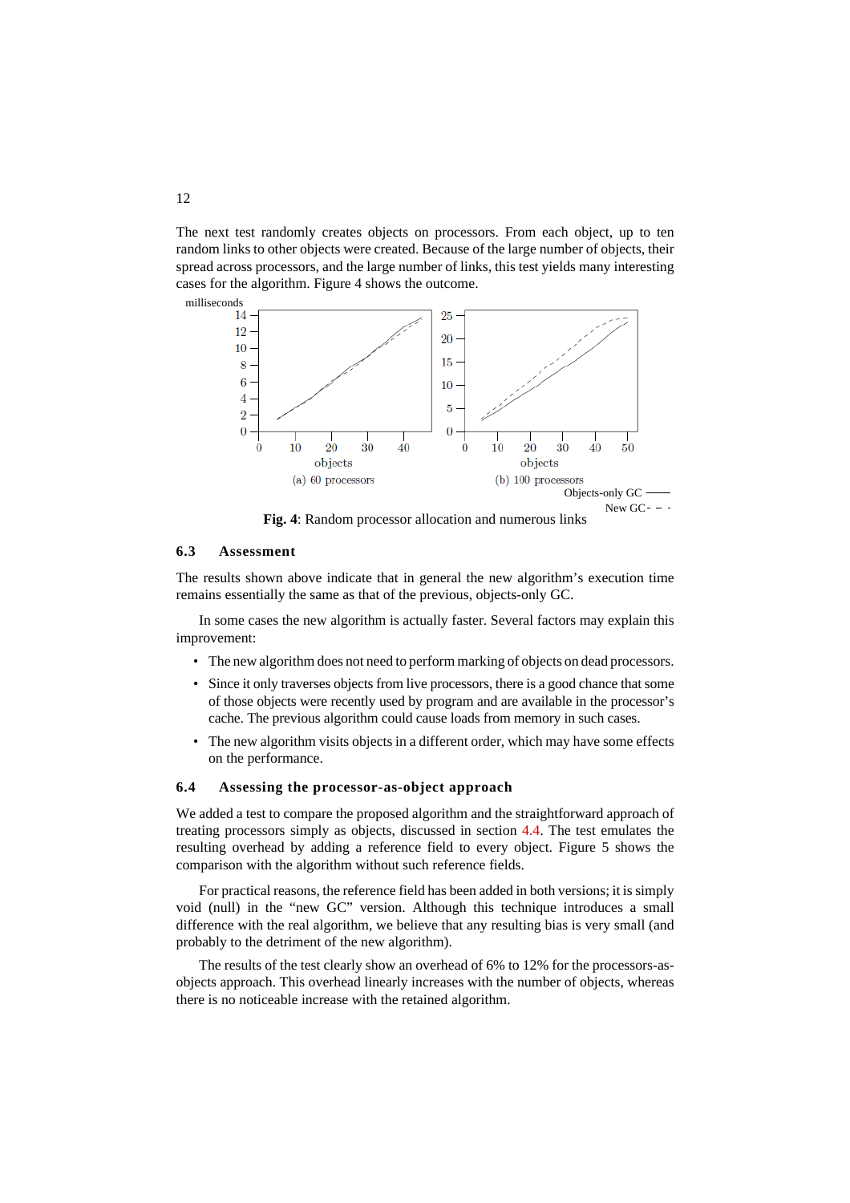The next test randomly creates objects on processors. From each object, up to ten random links to other objects were created. Because of the large number of objects, their spread across processors, and the large number of links, this test yields many interesting cases for the algorithm. Figure 4 shows the outcome.

**Fig. 4**: Random processor allocation and numerous links

### 6.3 Assessment

The results shown above indicate that in general the new algorithm's execution time remains essentially the same as that of the previous, objects-only GC.

In some cases the new algorithm is actually faster. Several factors may explain this improvement:

- The new algorithm does not need to perform marking of objects on dead processors.
- Since it only traverses objects from live processors, there is a good chance that some of those objects were recently used by program and are available in the processor's cache. The previous algorithm could cause loads from memory in such cases.
- The new algorithm visits objects in a different order, which may have some effects on the performance.

### 6.4 Assessing the processor-as-object approach

We added a test to compare the proposed algorithm and the straightforward approach of treating processors simply as objects, discussed in section 4.4. The test emulates the resulting overhead by adding a reference field to every object. Figure 5 shows the comparison with the algorithm without such reference fields.

For practical reasons, the reference field has been added in both versions; it is simply void (null) in the "new GC" version. Although this technique introduces a small difference with the real algorithm, we believe that any resulting bias is very small (and probably to the detriment of the new algorithm).

The results of the test clearly show an overhead of 6% to 12% for the processors-as-objects approach. This overhead linearly increases with the number of objects, whereas there is no noticeable increase with the retained algorithm.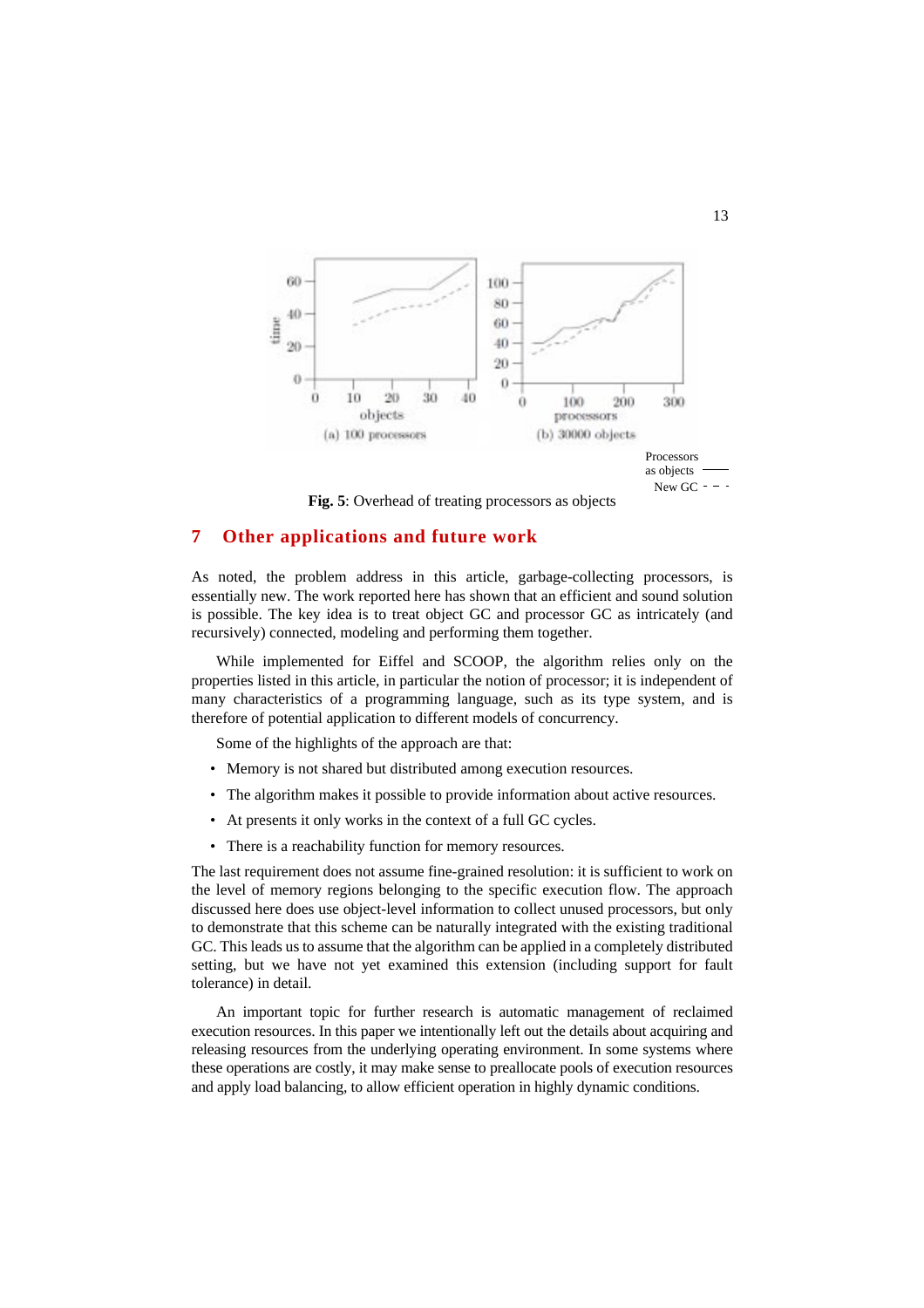time

60
40
20
0

0 10 20 30 40

objects

(a) 100 processors

100
80
60
40
20
0

0 100 200 300

processors

(b) 30000 objects

Processors as objects

New GC

**Fig. 5**: Overhead of treating processors as objects

## 7 Other applications and future work

As noted, the problem address in this article, garbage-collecting processors, is essentially new. The work reported here has shown that an efficient and sound solution is possible. The key idea is to treat object GC and processor GC as intricately (and recursively) connected, modeling and performing them together.

While implemented for Eiffel and SCOOP, the algorithm relies only on the properties listed in this article, in particular the notion of processor; it is independent of many characteristics of a programming language, such as its type system, and is therefore of potential application to different models of concurrency.

Some of the highlights of the approach are that:

- Memory is not shared but distributed among execution resources.
- The algorithm makes it possible to provide information about active resources.
- At presents it only works in the context of a full GC cycles.
- There is a reachability function for memory resources.

The last requirement does not assume fine-grained resolution: it is sufficient to work on the level of memory regions belonging to the specific execution flow. The approach discussed here does use object-level information to collect unused processors, but only to demonstrate that this scheme can be naturally integrated with the existing traditional GC. This leads us to assume that the algorithm can be applied in a completely distributed setting, but we have not yet examined this extension (including support for fault tolerance) in detail.

An important topic for further research is automatic management of reclaimed execution resources. In this paper we intentionally left out the details about acquiring and releasing resources from the underlying operating environment. In some systems where these operations are costly, it may make sense to preallocate pools of execution resources and apply load balancing, to allow efficient operation in highly dynamic conditions.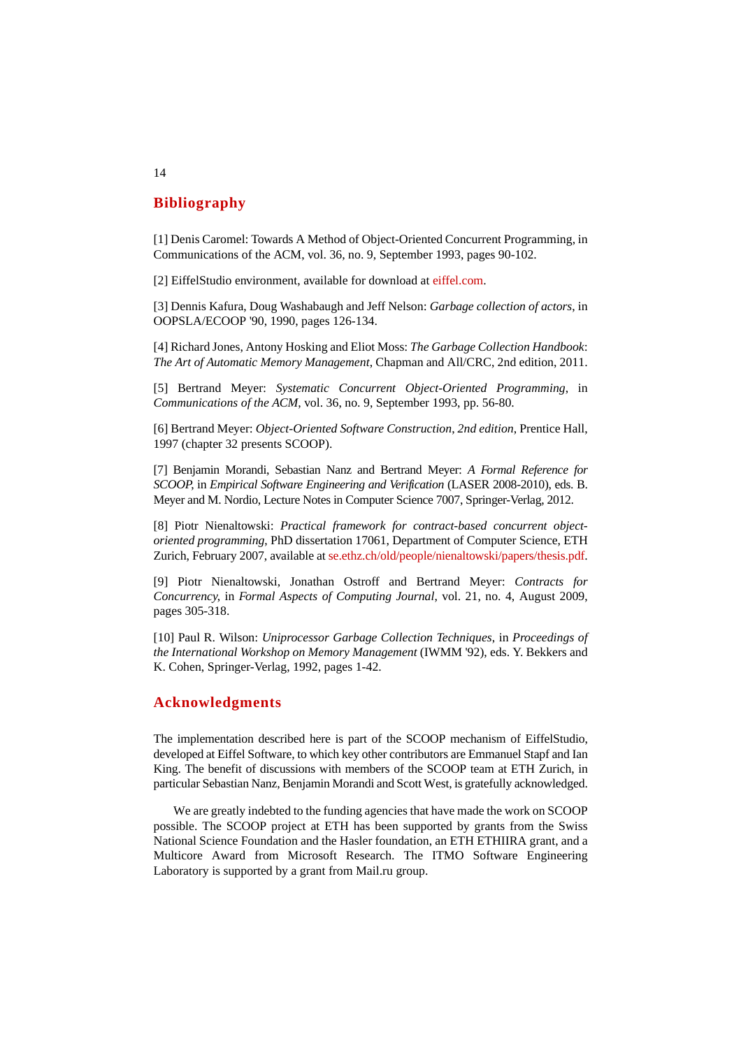## Bibliography

[1] Denis Caromel: Towards A Method of Object-Oriented Concurrent Programming, in Communications of the ACM, vol. 36, no. 9, September 1993, pages 90-102.

[2] EiffelStudio environment, available for download at eiffel.com.

[3] Dennis Kafura, Doug Washabaugh and Jeff Nelson: *Garbage collection of actors*, in OOPSLA/ECOOP '90, 1990, pages 126-134.

[4] Richard Jones, Antony Hosking and Eliot Moss: *The Garbage Collection Handbook*: *The Art of Automatic Memory Management*, Chapman and All/CRC, 2nd edition, 2011.

[5] Bertrand Meyer: *Systematic Concurrent Object-Oriented Programming*, in *Communications of the ACM*, vol. 36, no. 9, September 1993, pp. 56-80.

[6] Bertrand Meyer: *Object-Oriented Software Construction*, *2nd edition*, Prentice Hall, 1997 (chapter 32 presents SCOOP).

[7] Benjamin Morandi, Sebastian Nanz and Bertrand Meyer: *A Formal Reference for SCOOP*, in *Empirical Software Engineering and Verification* (LASER 2008-2010), eds. B. Meyer and M. Nordio, Lecture Notes in Computer Science 7007, Springer-Verlag, 2012.

[8] Piotr Nienaltowski: *Practical framework for contract-based concurrent object-oriented programming*, PhD dissertation 17061, Department of Computer Science, ETH Zurich, February 2007, available at se.ethz.ch/old/people/nienaltowski/papers/thesis.pdf.

[9] Piotr Nienaltowski, Jonathan Ostroff and Bertrand Meyer: *Contracts for Concurrency*, in *Formal Aspects of Computing Journal*, vol. 21, no. 4, August 2009, pages 305-318.

[10] Paul R. Wilson: *Uniprocessor Garbage Collection Techniques*, in *Proceedings of the International Workshop on Memory Management* (IWMM '92), eds. Y. Bekkers and K. Cohen, Springer-Verlag, 1992, pages 1-42.

## Acknowledgments

The implementation described here is part of the SCOOP mechanism of EiffelStudio, developed at Eiffel Software, to which key other contributors are Emmanuel Stapf and Ian King. The benefit of discussions with members of the SCOOP team at ETH Zurich, in particular Sebastian Nanz, Benjamin Morandi and Scott West, is gratefully acknowledged.

We are greatly indebted to the funding agencies that have made the work on SCOOP possible. The SCOOP project at ETH has been supported by grants from the Swiss National Science Foundation and the Hasler foundation, an ETH ETHIIRA grant, and a Multicore Award from Microsoft Research. The ITMO Software Engineering Laboratory is supported by a grant from Mail.ru group.